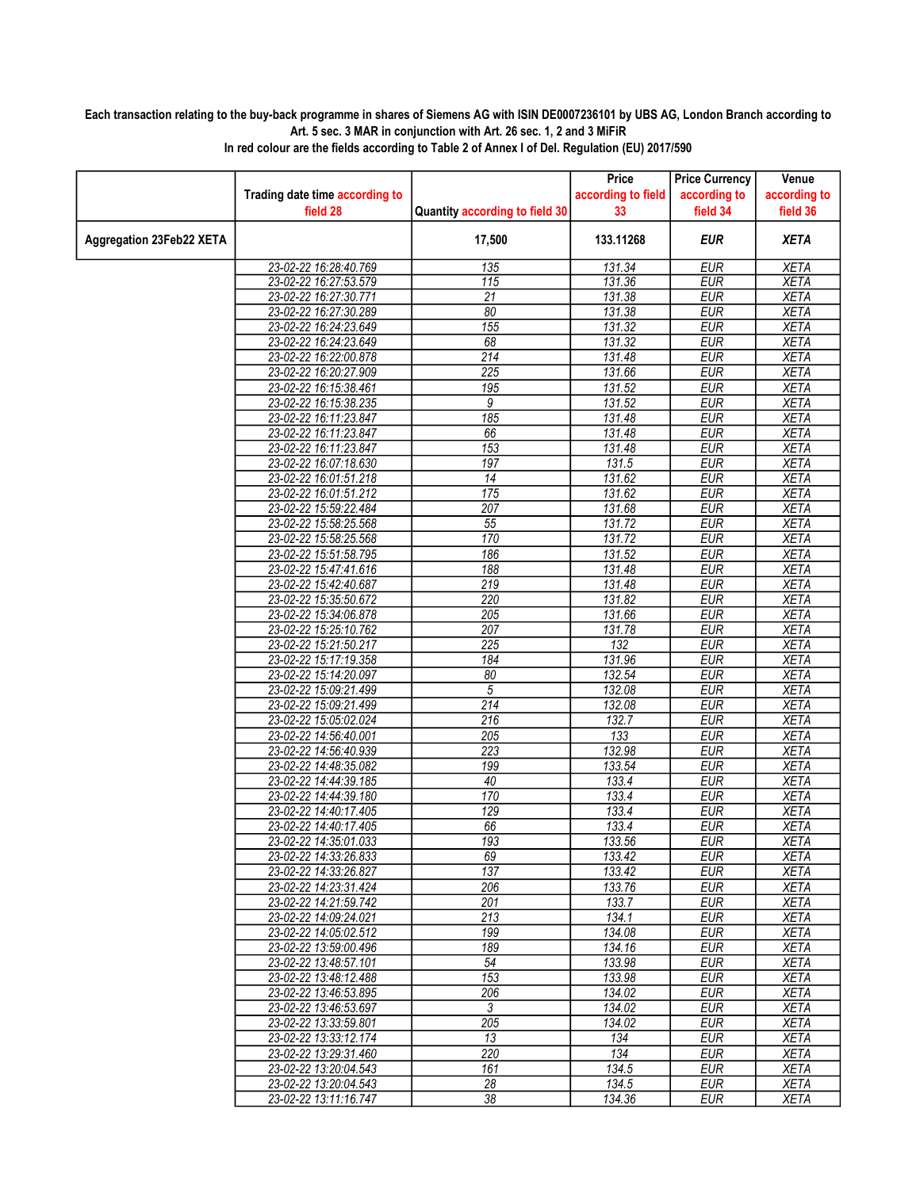**Each transaction relating to the buy-back programme in shares of Siemens AG with ISIN DE0007236101 by UBS AG, London Branch according to Art. 5 sec. 3 MAR in conjunction with Art. 26 sec. 1, 2 and 3 MiFiR**
**In red colour are the fields according to Table 2 of Annex I of Del. Regulation (EU) 2017/590**

| | Trading date time according to field 28 | Quantity according to field 30 | Price according to field 33 | Price Currency according to field 34 | Venue according to field 36 |
|---|---|---|---|---|---|
| **Aggregation 23Feb22 XETA** | | **17,500** | **133.11268** | ***EUR*** | ***XETA*** |
| | 23-02-22 16:28:40.769 | 135 | 131.34 | EUR | XETA |
| | 23-02-22 16:27:53.579 | 115 | 131.36 | EUR | XETA |
| | 23-02-22 16:27:30.771 | 21 | 131.38 | EUR | XETA |
| | 23-02-22 16:27:30.289 | 80 | 131.38 | EUR | XETA |
| | 23-02-22 16:24:23.649 | 155 | 131.32 | EUR | XETA |
| | 23-02-22 16:24:23.649 | 68 | 131.32 | EUR | XETA |
| | 23-02-22 16:22:00.878 | 214 | 131.48 | EUR | XETA |
| | 23-02-22 16:20:27.909 | 225 | 131.66 | EUR | XETA |
| | 23-02-22 16:15:38.461 | 195 | 131.52 | EUR | XETA |
| | 23-02-22 16:15:38.235 | 9 | 131.52 | EUR | XETA |
| | 23-02-22 16:11:23.847 | 185 | 131.48 | EUR | XETA |
| | 23-02-22 16:11:23.847 | 66 | 131.48 | EUR | XETA |
| | 23-02-22 16:11:23.847 | 153 | 131.48 | EUR | XETA |
| | 23-02-22 16:07:18.630 | 197 | 131.5 | EUR | XETA |
| | 23-02-22 16:01:51.218 | 14 | 131.62 | EUR | XETA |
| | 23-02-22 16:01:51.212 | 175 | 131.62 | EUR | XETA |
| | 23-02-22 15:59:22.484 | 207 | 131.68 | EUR | XETA |
| | 23-02-22 15:58:25.568 | 55 | 131.72 | EUR | XETA |
| | 23-02-22 15:58:25.568 | 170 | 131.72 | EUR | XETA |
| | 23-02-22 15:51:58.795 | 186 | 131.52 | EUR | XETA |
| | 23-02-22 15:47:41.616 | 188 | 131.48 | EUR | XETA |
| | 23-02-22 15:42:40.687 | 219 | 131.48 | EUR | XETA |
| | 23-02-22 15:35:50.672 | 220 | 131.82 | EUR | XETA |
| | 23-02-22 15:34:06.878 | 205 | 131.66 | EUR | XETA |
| | 23-02-22 15:25:10.762 | 207 | 131.78 | EUR | XETA |
| | 23-02-22 15:21:50.217 | 225 | 132 | EUR | XETA |
| | 23-02-22 15:17:19.358 | 184 | 131.96 | EUR | XETA |
| | 23-02-22 15:14:20.097 | 80 | 132.54 | EUR | XETA |
| | 23-02-22 15:09:21.499 | 5 | 132.08 | EUR | XETA |
| | 23-02-22 15:09:21.499 | 214 | 132.08 | EUR | XETA |
| | 23-02-22 15:05:02.024 | 216 | 132.7 | EUR | XETA |
| | 23-02-22 14:56:40.001 | 205 | 133 | EUR | XETA |
| | 23-02-22 14:56:40.939 | 223 | 132.98 | EUR | XETA |
| | 23-02-22 14:48:35.082 | 199 | 133.54 | EUR | XETA |
| | 23-02-22 14:44:39.185 | 40 | 133.4 | EUR | XETA |
| | 23-02-22 14:44:39.180 | 170 | 133.4 | EUR | XETA |
| | 23-02-22 14:40:17.405 | 129 | 133.4 | EUR | XETA |
| | 23-02-22 14:40:17.405 | 66 | 133.4 | EUR | XETA |
| | 23-02-22 14:35:01.033 | 193 | 133.56 | EUR | XETA |
| | 23-02-22 14:33:26.833 | 69 | 133.42 | EUR | XETA |
| | 23-02-22 14:33:26.827 | 137 | 133.42 | EUR | XETA |
| | 23-02-22 14:23:31.424 | 206 | 133.76 | EUR | XETA |
| | 23-02-22 14:21:59.742 | 201 | 133.7 | EUR | XETA |
| | 23-02-22 14:09:24.021 | 213 | 134.1 | EUR | XETA |
| | 23-02-22 14:05:02.512 | 199 | 134.08 | EUR | XETA |
| | 23-02-22 13:59:00.496 | 189 | 134.16 | EUR | XETA |
| | 23-02-22 13:48:57.101 | 54 | 133.98 | EUR | XETA |
| | 23-02-22 13:48:12.488 | 153 | 133.98 | EUR | XETA |
| | 23-02-22 13:46:53.895 | 206 | 134.02 | EUR | XETA |
| | 23-02-22 13:46:53.697 | 3 | 134.02 | EUR | XETA |
| | 23-02-22 13:33:59.801 | 205 | 134.02 | EUR | XETA |
| | 23-02-22 13:33:12.174 | 13 | 134 | EUR | XETA |
| | 23-02-22 13:29:31.460 | 220 | 134 | EUR | XETA |
| | 23-02-22 13:20:04.543 | 161 | 134.5 | EUR | XETA |
| | 23-02-22 13:20:04.543 | 28 | 134.5 | EUR | XETA |
| | 23-02-22 13:11:16.747 | 38 | 134.36 | EUR | XETA |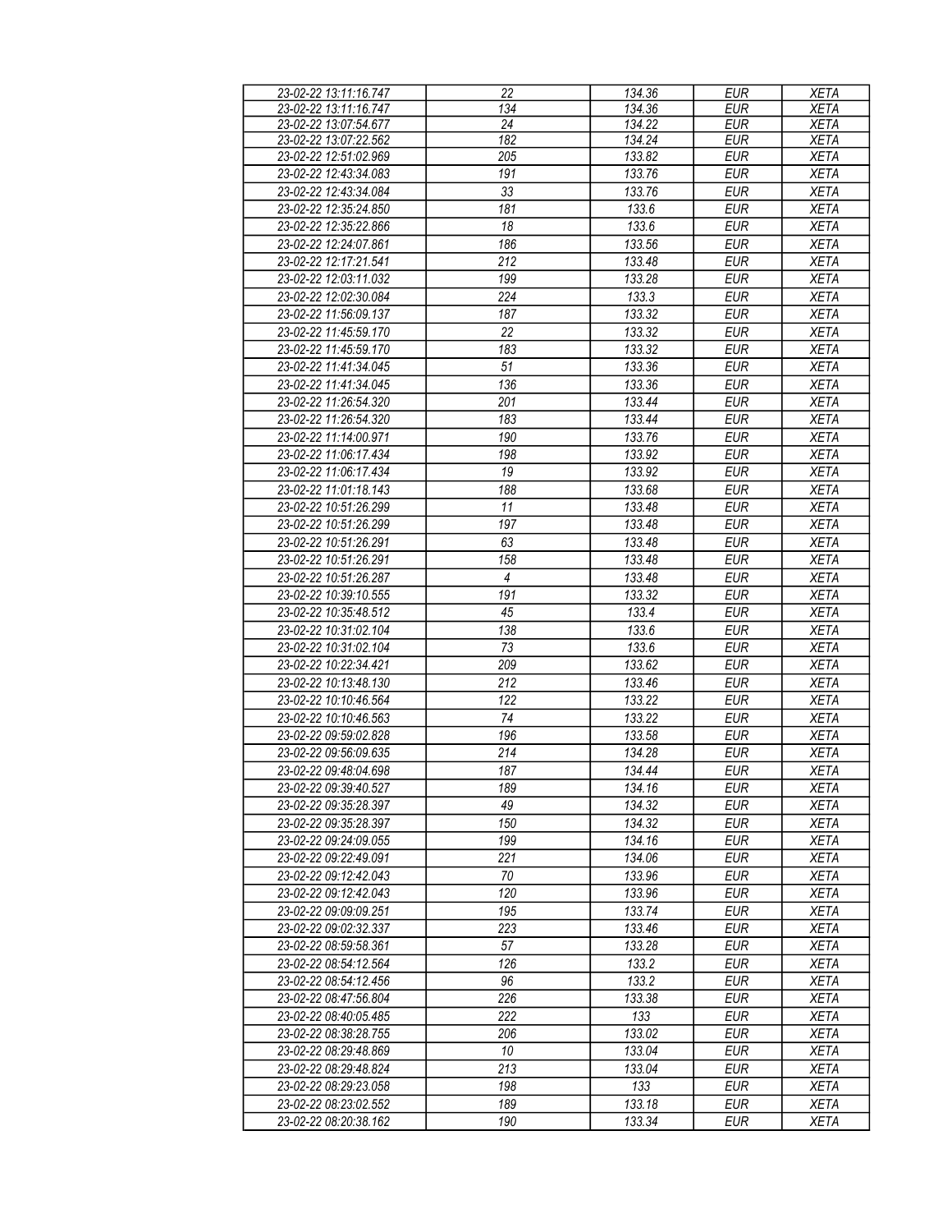| 23-02-22 13:11:16.747 | 22 | 134.36 | EUR | XETA |
|---|---|---|---|---|
| 23-02-22 13:11:16.747 | 134 | 134.36 | EUR | XETA |
| 23-02-22 13:07:54.677 | 24 | 134.22 | EUR | XETA |
| 23-02-22 13:07:22.562 | 182 | 134.24 | EUR | XETA |
| 23-02-22 12:51:02.969 | 205 | 133.82 | EUR | XETA |
| 23-02-22 12:43:34.083 | 191 | 133.76 | EUR | XETA |
| 23-02-22 12:43:34.084 | 33 | 133.76 | EUR | XETA |
| 23-02-22 12:35:24.850 | 181 | 133.6 | EUR | XETA |
| 23-02-22 12:35:22.866 | 18 | 133.6 | EUR | XETA |
| 23-02-22 12:24:07.861 | 186 | 133.56 | EUR | XETA |
| 23-02-22 12:17:21.541 | 212 | 133.48 | EUR | XETA |
| 23-02-22 12:03:11.032 | 199 | 133.28 | EUR | XETA |
| 23-02-22 12:02:30.084 | 224 | 133.3 | EUR | XETA |
| 23-02-22 11:56:09.137 | 187 | 133.32 | EUR | XETA |
| 23-02-22 11:45:59.170 | 22 | 133.32 | EUR | XETA |
| 23-02-22 11:45:59.170 | 183 | 133.32 | EUR | XETA |
| 23-02-22 11:41:34.045 | 51 | 133.36 | EUR | XETA |
| 23-02-22 11:41:34.045 | 136 | 133.36 | EUR | XETA |
| 23-02-22 11:26:54.320 | 201 | 133.44 | EUR | XETA |
| 23-02-22 11:26:54.320 | 183 | 133.44 | EUR | XETA |
| 23-02-22 11:14:00.971 | 190 | 133.76 | EUR | XETA |
| 23-02-22 11:06:17.434 | 198 | 133.92 | EUR | XETA |
| 23-02-22 11:06:17.434 | 19 | 133.92 | EUR | XETA |
| 23-02-22 11:01:18.143 | 188 | 133.68 | EUR | XETA |
| 23-02-22 10:51:26.299 | 11 | 133.48 | EUR | XETA |
| 23-02-22 10:51:26.299 | 197 | 133.48 | EUR | XETA |
| 23-02-22 10:51:26.291 | 63 | 133.48 | EUR | XETA |
| 23-02-22 10:51:26.291 | 158 | 133.48 | EUR | XETA |
| 23-02-22 10:51:26.287 | 4 | 133.48 | EUR | XETA |
| 23-02-22 10:39:10.555 | 191 | 133.32 | EUR | XETA |
| 23-02-22 10:35:48.512 | 45 | 133.4 | EUR | XETA |
| 23-02-22 10:31:02.104 | 138 | 133.6 | EUR | XETA |
| 23-02-22 10:31:02.104 | 73 | 133.6 | EUR | XETA |
| 23-02-22 10:22:34.421 | 209 | 133.62 | EUR | XETA |
| 23-02-22 10:13:48.130 | 212 | 133.46 | EUR | XETA |
| 23-02-22 10:10:46.564 | 122 | 133.22 | EUR | XETA |
| 23-02-22 10:10:46.563 | 74 | 133.22 | EUR | XETA |
| 23-02-22 09:59:02.828 | 196 | 133.58 | EUR | XETA |
| 23-02-22 09:56:09.635 | 214 | 134.28 | EUR | XETA |
| 23-02-22 09:48:04.698 | 187 | 134.44 | EUR | XETA |
| 23-02-22 09:39:40.527 | 189 | 134.16 | EUR | XETA |
| 23-02-22 09:35:28.397 | 49 | 134.32 | EUR | XETA |
| 23-02-22 09:35:28.397 | 150 | 134.32 | EUR | XETA |
| 23-02-22 09:24:09.055 | 199 | 134.16 | EUR | XETA |
| 23-02-22 09:22:49.091 | 221 | 134.06 | EUR | XETA |
| 23-02-22 09:12:42.043 | 70 | 133.96 | EUR | XETA |
| 23-02-22 09:12:42.043 | 120 | 133.96 | EUR | XETA |
| 23-02-22 09:09:09.251 | 195 | 133.74 | EUR | XETA |
| 23-02-22 09:02:32.337 | 223 | 133.46 | EUR | XETA |
| 23-02-22 08:59:58.361 | 57 | 133.28 | EUR | XETA |
| 23-02-22 08:54:12.564 | 126 | 133.2 | EUR | XETA |
| 23-02-22 08:54:12.456 | 96 | 133.2 | EUR | XETA |
| 23-02-22 08:47:56.804 | 226 | 133.38 | EUR | XETA |
| 23-02-22 08:40:05.485 | 222 | 133 | EUR | XETA |
| 23-02-22 08:38:28.755 | 206 | 133.02 | EUR | XETA |
| 23-02-22 08:29:48.869 | 10 | 133.04 | EUR | XETA |
| 23-02-22 08:29:48.824 | 213 | 133.04 | EUR | XETA |
| 23-02-22 08:29:23.058 | 198 | 133 | EUR | XETA |
| 23-02-22 08:23:02.552 | 189 | 133.18 | EUR | XETA |
| 23-02-22 08:20:38.162 | 190 | 133.34 | EUR | XETA |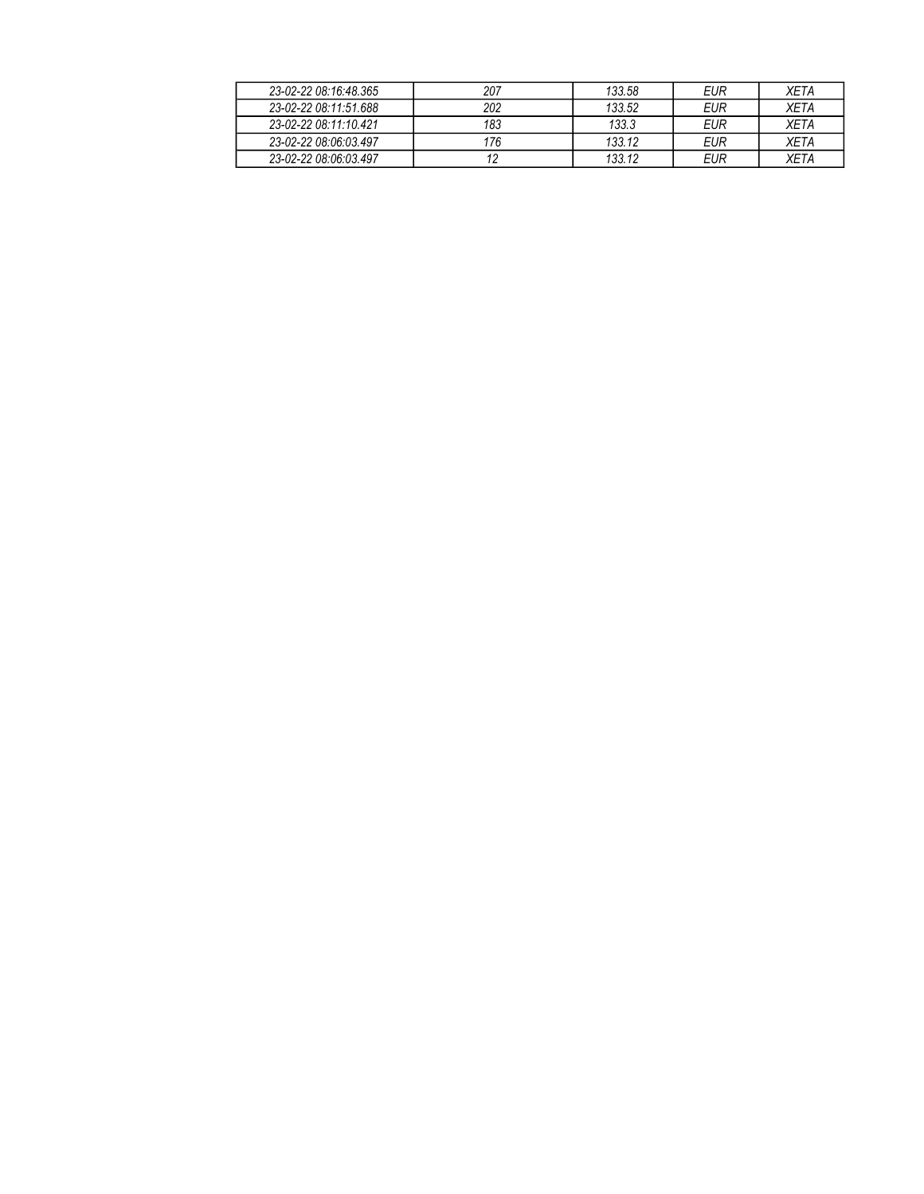| 23-02-22 08:16:48.365 | 207 | 133.58 | EUR | XETA |
|---|---|---|---|---|
| 23-02-22 08:11:51.688 | 202 | 133.52 | EUR | XETA |
| 23-02-22 08:11:10.421 | 183 | 133.3 | EUR | XETA |
| 23-02-22 08:06:03.497 | 176 | 133.12 | EUR | XETA |
| 23-02-22 08:06:03.497 | 12 | 133.12 | EUR | XETA |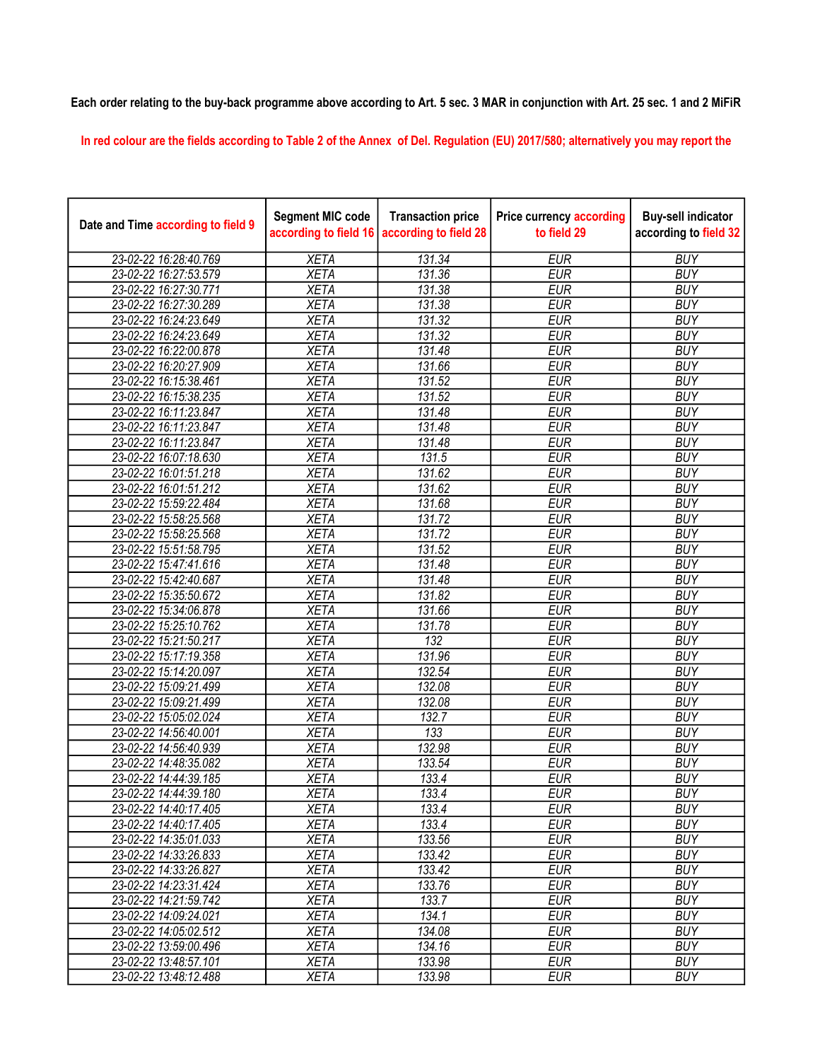**Each order relating to the buy-back programme above according to Art. 5 sec. 3 MAR in conjunction with Art. 25 sec. 1 and 2 MiFiR**

In red colour are the fields according to Table 2 of the Annex of Del. Regulation (EU) 2017/580; alternatively you may report the

| Date and Time according to field 9 | Segment MIC code according to field 16 | Transaction price according to field 28 | Price currency according to field 29 | Buy-sell indicator according to field 32 |
|---|---|---|---|---|
| 23-02-22 16:28:40.769 | XETA | 131.34 | EUR | BUY |
| 23-02-22 16:27:53.579 | XETA | 131.36 | EUR | BUY |
| 23-02-22 16:27:30.771 | XETA | 131.38 | EUR | BUY |
| 23-02-22 16:27:30.289 | XETA | 131.38 | EUR | BUY |
| 23-02-22 16:24:23.649 | XETA | 131.32 | EUR | BUY |
| 23-02-22 16:24:23.649 | XETA | 131.32 | EUR | BUY |
| 23-02-22 16:22:00.878 | XETA | 131.48 | EUR | BUY |
| 23-02-22 16:20:27.909 | XETA | 131.66 | EUR | BUY |
| 23-02-22 16:15:38.461 | XETA | 131.52 | EUR | BUY |
| 23-02-22 16:15:38.235 | XETA | 131.52 | EUR | BUY |
| 23-02-22 16:11:23.847 | XETA | 131.48 | EUR | BUY |
| 23-02-22 16:11:23.847 | XETA | 131.48 | EUR | BUY |
| 23-02-22 16:11:23.847 | XETA | 131.48 | EUR | BUY |
| 23-02-22 16:07:18.630 | XETA | 131.5 | EUR | BUY |
| 23-02-22 16:01:51.218 | XETA | 131.62 | EUR | BUY |
| 23-02-22 16:01:51.212 | XETA | 131.62 | EUR | BUY |
| 23-02-22 15:59:22.484 | XETA | 131.68 | EUR | BUY |
| 23-02-22 15:58:25.568 | XETA | 131.72 | EUR | BUY |
| 23-02-22 15:58:25.568 | XETA | 131.72 | EUR | BUY |
| 23-02-22 15:51:58.795 | XETA | 131.52 | EUR | BUY |
| 23-02-22 15:47:41.616 | XETA | 131.48 | EUR | BUY |
| 23-02-22 15:42:40.687 | XETA | 131.48 | EUR | BUY |
| 23-02-22 15:35:50.672 | XETA | 131.82 | EUR | BUY |
| 23-02-22 15:34:06.878 | XETA | 131.66 | EUR | BUY |
| 23-02-22 15:25:10.762 | XETA | 131.78 | EUR | BUY |
| 23-02-22 15:21:50.217 | XETA | 132 | EUR | BUY |
| 23-02-22 15:17:19.358 | XETA | 131.96 | EUR | BUY |
| 23-02-22 15:14:20.097 | XETA | 132.54 | EUR | BUY |
| 23-02-22 15:09:21.499 | XETA | 132.08 | EUR | BUY |
| 23-02-22 15:09:21.499 | XETA | 132.08 | EUR | BUY |
| 23-02-22 15:05:02.024 | XETA | 132.7 | EUR | BUY |
| 23-02-22 14:56:40.001 | XETA | 133 | EUR | BUY |
| 23-02-22 14:56:40.939 | XETA | 132.98 | EUR | BUY |
| 23-02-22 14:48:35.082 | XETA | 133.54 | EUR | BUY |
| 23-02-22 14:44:39.185 | XETA | 133.4 | EUR | BUY |
| 23-02-22 14:44:39.180 | XETA | 133.4 | EUR | BUY |
| 23-02-22 14:40:17.405 | XETA | 133.4 | EUR | BUY |
| 23-02-22 14:40:17.405 | XETA | 133.4 | EUR | BUY |
| 23-02-22 14:35:01.033 | XETA | 133.56 | EUR | BUY |
| 23-02-22 14:33:26.833 | XETA | 133.42 | EUR | BUY |
| 23-02-22 14:33:26.827 | XETA | 133.42 | EUR | BUY |
| 23-02-22 14:23:31.424 | XETA | 133.76 | EUR | BUY |
| 23-02-22 14:21:59.742 | XETA | 133.7 | EUR | BUY |
| 23-02-22 14:09:24.021 | XETA | 134.1 | EUR | BUY |
| 23-02-22 14:05:02.512 | XETA | 134.08 | EUR | BUY |
| 23-02-22 13:59:00.496 | XETA | 134.16 | EUR | BUY |
| 23-02-22 13:48:57.101 | XETA | 133.98 | EUR | BUY |
| 23-02-22 13:48:12.488 | XETA | 133.98 | EUR | BUY |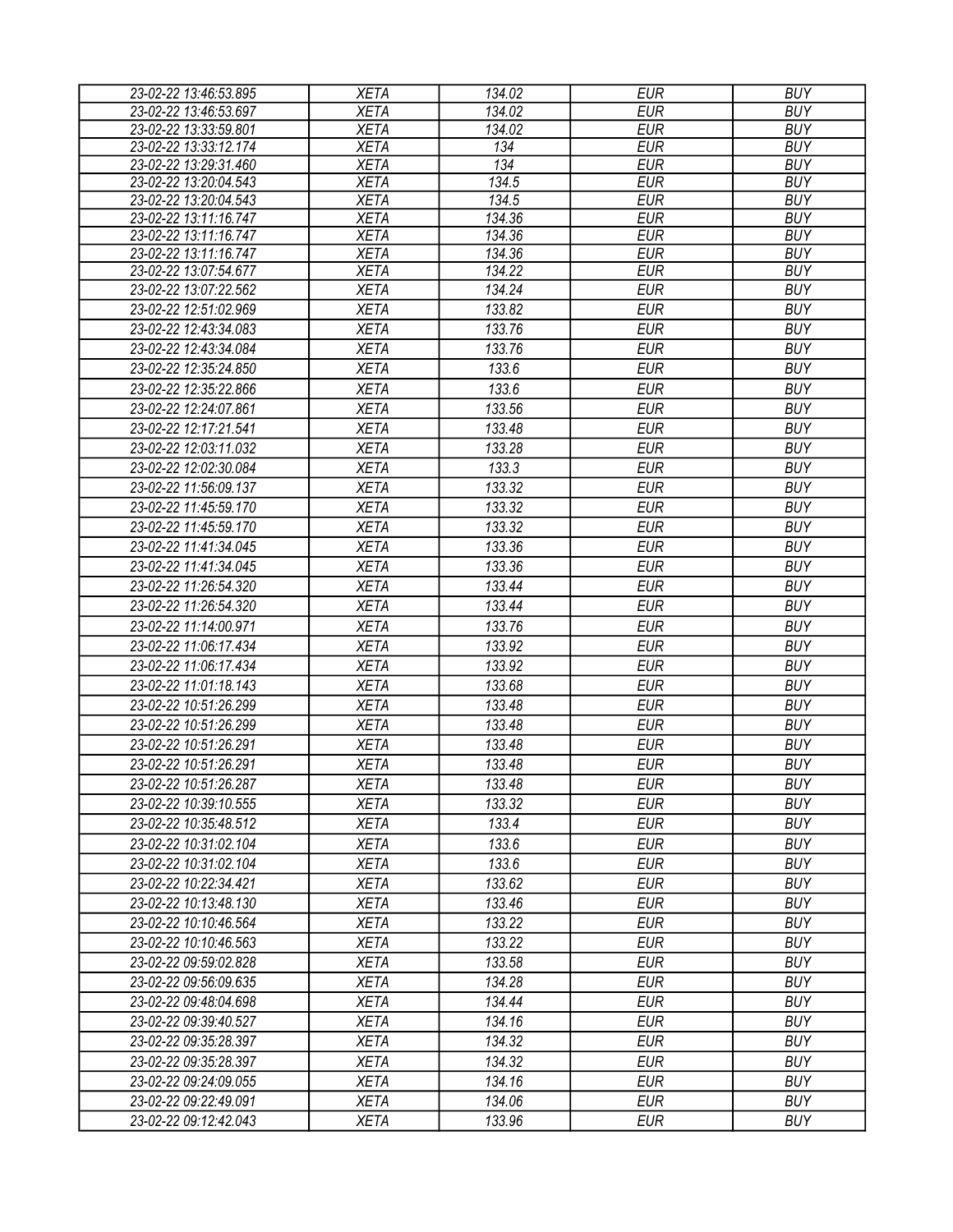| 23-02-22 13:46:53.895 | XETA | 134.02 | EUR | BUY |
|---|---|---|---|---|
| 23-02-22 13:46:53.697 | XETA | 134.02 | EUR | BUY |
| 23-02-22 13:33:59.801 | XETA | 134.02 | EUR | BUY |
| 23-02-22 13:33:12.174 | XETA | 134 | EUR | BUY |
| 23-02-22 13:29:31.460 | XETA | 134 | EUR | BUY |
| 23-02-22 13:20:04.543 | XETA | 134.5 | EUR | BUY |
| 23-02-22 13:20:04.543 | XETA | 134.5 | EUR | BUY |
| 23-02-22 13:11:16.747 | XETA | 134.36 | EUR | BUY |
| 23-02-22 13:11:16.747 | XETA | 134.36 | EUR | BUY |
| 23-02-22 13:11:16.747 | XETA | 134.36 | EUR | BUY |
| 23-02-22 13:07:54.677 | XETA | 134.22 | EUR | BUY |
| 23-02-22 13:07:22.562 | XETA | 134.24 | EUR | BUY |
| 23-02-22 12:51:02.969 | XETA | 133.82 | EUR | BUY |
| 23-02-22 12:43:34.083 | XETA | 133.76 | EUR | BUY |
| 23-02-22 12:43:34.084 | XETA | 133.76 | EUR | BUY |
| 23-02-22 12:35:24.850 | XETA | 133.6 | EUR | BUY |
| 23-02-22 12:35:22.866 | XETA | 133.6 | EUR | BUY |
| 23-02-22 12:24:07.861 | XETA | 133.56 | EUR | BUY |
| 23-02-22 12:17:21.541 | XETA | 133.48 | EUR | BUY |
| 23-02-22 12:03:11.032 | XETA | 133.28 | EUR | BUY |
| 23-02-22 12:02:30.084 | XETA | 133.3 | EUR | BUY |
| 23-02-22 11:56:09.137 | XETA | 133.32 | EUR | BUY |
| 23-02-22 11:45:59.170 | XETA | 133.32 | EUR | BUY |
| 23-02-22 11:45:59.170 | XETA | 133.32 | EUR | BUY |
| 23-02-22 11:41:34.045 | XETA | 133.36 | EUR | BUY |
| 23-02-22 11:41:34.045 | XETA | 133.36 | EUR | BUY |
| 23-02-22 11:26:54.320 | XETA | 133.44 | EUR | BUY |
| 23-02-22 11:26:54.320 | XETA | 133.44 | EUR | BUY |
| 23-02-22 11:14:00.971 | XETA | 133.76 | EUR | BUY |
| 23-02-22 11:06:17.434 | XETA | 133.92 | EUR | BUY |
| 23-02-22 11:06:17.434 | XETA | 133.92 | EUR | BUY |
| 23-02-22 11:01:18.143 | XETA | 133.68 | EUR | BUY |
| 23-02-22 10:51:26.299 | XETA | 133.48 | EUR | BUY |
| 23-02-22 10:51:26.299 | XETA | 133.48 | EUR | BUY |
| 23-02-22 10:51:26.291 | XETA | 133.48 | EUR | BUY |
| 23-02-22 10:51:26.291 | XETA | 133.48 | EUR | BUY |
| 23-02-22 10:51:26.287 | XETA | 133.48 | EUR | BUY |
| 23-02-22 10:39:10.555 | XETA | 133.32 | EUR | BUY |
| 23-02-22 10:35:48.512 | XETA | 133.4 | EUR | BUY |
| 23-02-22 10:31:02.104 | XETA | 133.6 | EUR | BUY |
| 23-02-22 10:31:02.104 | XETA | 133.6 | EUR | BUY |
| 23-02-22 10:22:34.421 | XETA | 133.62 | EUR | BUY |
| 23-02-22 10:13:48.130 | XETA | 133.46 | EUR | BUY |
| 23-02-22 10:10:46.564 | XETA | 133.22 | EUR | BUY |
| 23-02-22 10:10:46.563 | XETA | 133.22 | EUR | BUY |
| 23-02-22 09:59:02.828 | XETA | 133.58 | EUR | BUY |
| 23-02-22 09:56:09.635 | XETA | 134.28 | EUR | BUY |
| 23-02-22 09:48:04.698 | XETA | 134.44 | EUR | BUY |
| 23-02-22 09:39:40.527 | XETA | 134.16 | EUR | BUY |
| 23-02-22 09:35:28.397 | XETA | 134.32 | EUR | BUY |
| 23-02-22 09:35:28.397 | XETA | 134.32 | EUR | BUY |
| 23-02-22 09:24:09.055 | XETA | 134.16 | EUR | BUY |
| 23-02-22 09:22:49.091 | XETA | 134.06 | EUR | BUY |
| 23-02-22 09:12:42.043 | XETA | 133.96 | EUR | BUY |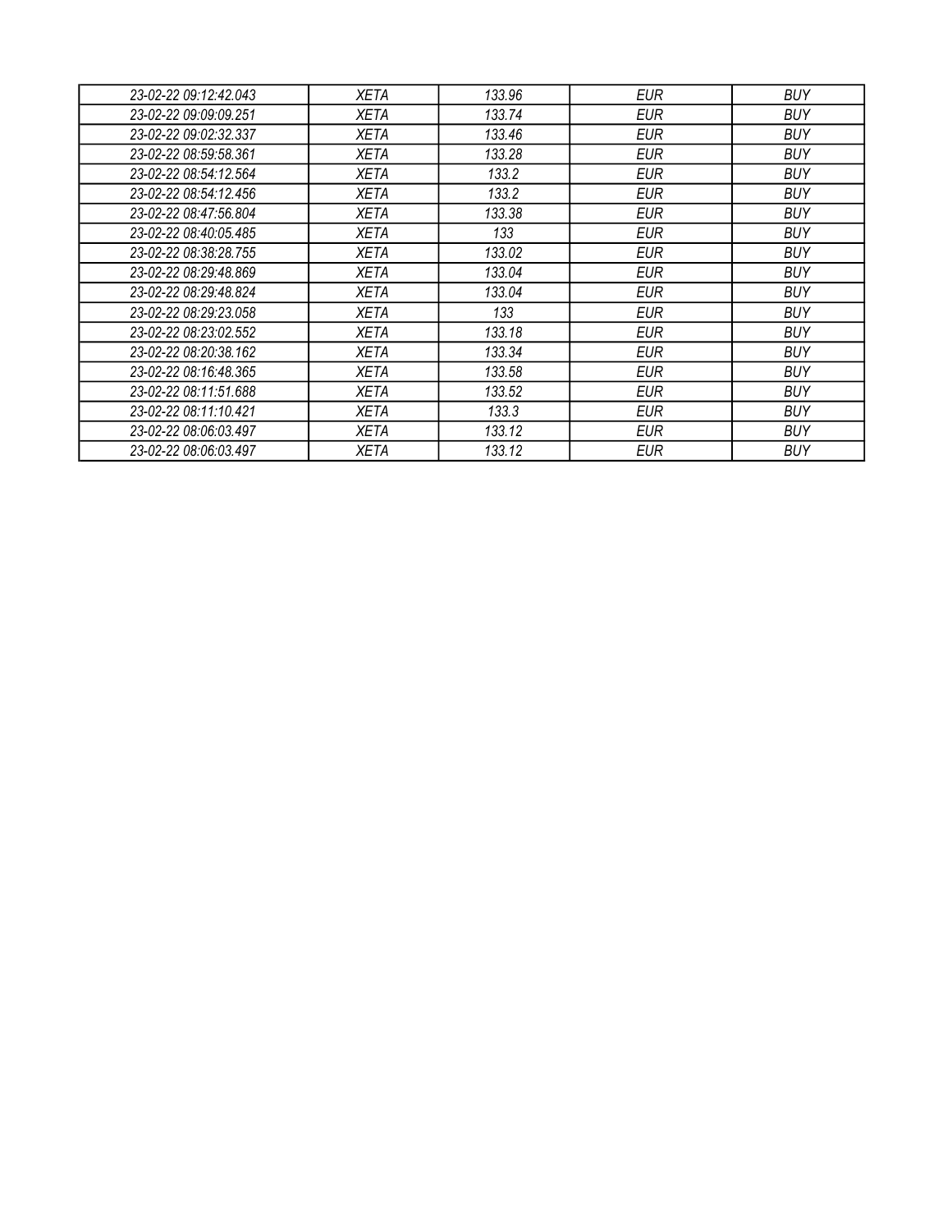| | | | | |
|---|---|---|---|---|
| *23-02-22 09:12:42.043* | *XETA* | *133.96* | *EUR* | *BUY* |
| *23-02-22 09:09:09.251* | *XETA* | *133.74* | *EUR* | *BUY* |
| *23-02-22 09:02:32.337* | *XETA* | *133.46* | *EUR* | *BUY* |
| *23-02-22 08:59:58.361* | *XETA* | *133.28* | *EUR* | *BUY* |
| *23-02-22 08:54:12.564* | *XETA* | *133.2* | *EUR* | *BUY* |
| *23-02-22 08:54:12.456* | *XETA* | *133.2* | *EUR* | *BUY* |
| *23-02-22 08:47:56.804* | *XETA* | *133.38* | *EUR* | *BUY* |
| *23-02-22 08:40:05.485* | *XETA* | *133* | *EUR* | *BUY* |
| *23-02-22 08:38:28.755* | *XETA* | *133.02* | *EUR* | *BUY* |
| *23-02-22 08:29:48.869* | *XETA* | *133.04* | *EUR* | *BUY* |
| *23-02-22 08:29:48.824* | *XETA* | *133.04* | *EUR* | *BUY* |
| *23-02-22 08:29:23.058* | *XETA* | *133* | *EUR* | *BUY* |
| *23-02-22 08:23:02.552* | *XETA* | *133.18* | *EUR* | *BUY* |
| *23-02-22 08:20:38.162* | *XETA* | *133.34* | *EUR* | *BUY* |
| *23-02-22 08:16:48.365* | *XETA* | *133.58* | *EUR* | *BUY* |
| *23-02-22 08:11:51.688* | *XETA* | *133.52* | *EUR* | *BUY* |
| *23-02-22 08:11:10.421* | *XETA* | *133.3* | *EUR* | *BUY* |
| *23-02-22 08:06:03.497* | *XETA* | *133.12* | *EUR* | *BUY* |
| *23-02-22 08:06:03.497* | *XETA* | *133.12* | *EUR* | *BUY* |